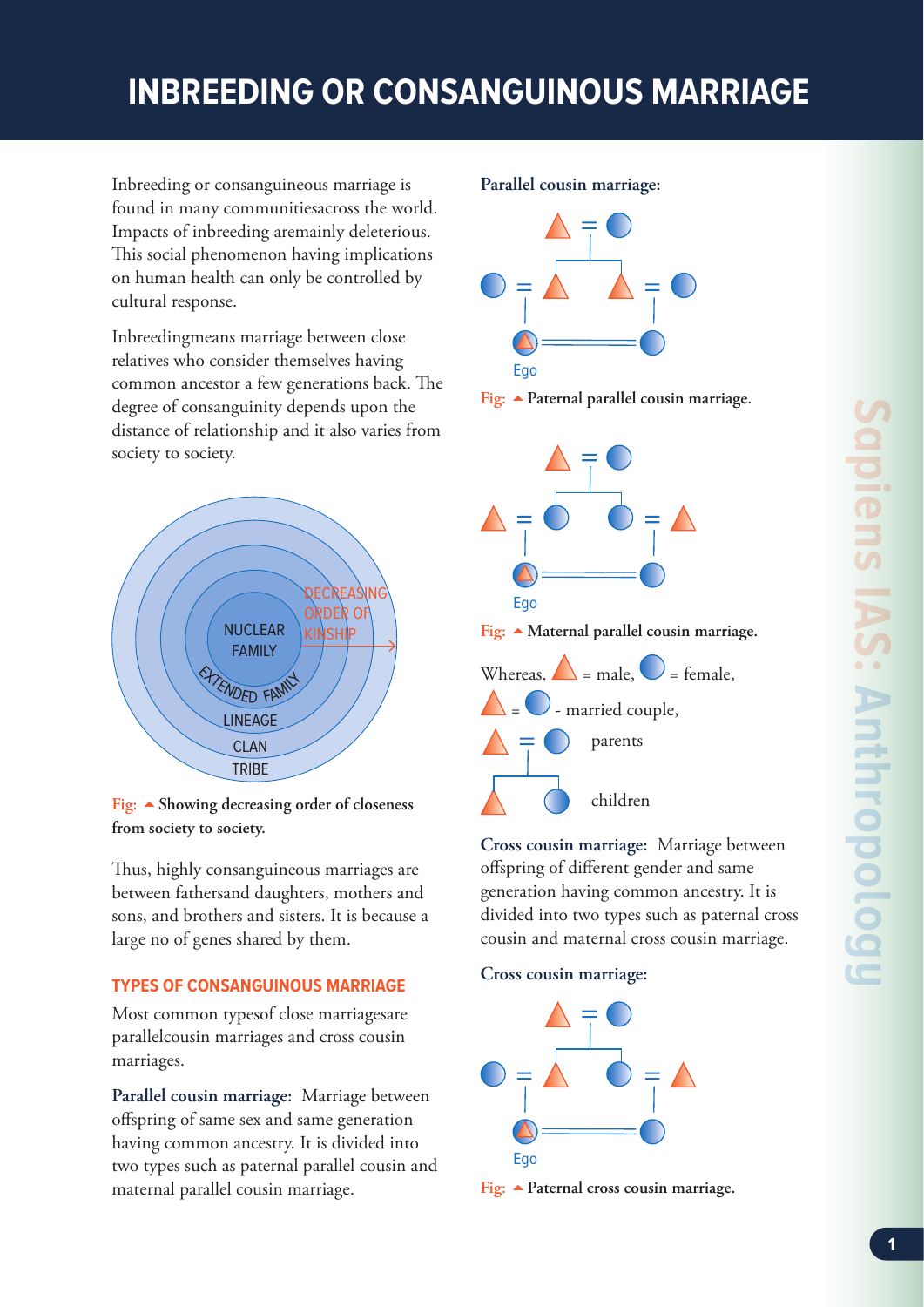# INBREEDING OR CONSANGUINOUS MARRIAGE

Inbreeding or consanguineous marriage is found in many communitiesacross the world. Impacts of inbreeding aremainly deleterious. This social phenomenon having implications on human health can only be controlled by cultural response.

Inbreedingmeans marriage between close relatives who consider themselves having common ancestor a few generations back. The degree of consanguinity depends upon the distance of relationship and it also varies from society to society.

Fig: ▲ Showing decreasing order of closeness from society to society.

Thus, highly consanguineous marriages are between fathersand daughters, mothers and sons, and brothers and sisters. It is because a large no of genes shared by them.

## TYPES OF CONSANGUINOUS MARRIAGE

Most common typesof close marriagesare parallelcousin marriages and cross cousin marriages.

**Parallel cousin marriage:** Marriage between offspring of same sex and same generation having common ancestry. It is divided into two types such as paternal parallel cousin and maternal parallel cousin marriage.

**Parallel cousin marriage:**

Fig: ▲ **Paternal parallel cousin marriage.**

Fig: ▲ **Maternal parallel cousin marriage.**

Whereas. ▲ = male, ● = female,

▲ = ● - married couple,

parents

children

**Cross cousin marriage:** Marriage between offspring of different gender and same generation having common ancestry. It is divided into two types such as paternal cross cousin and maternal cross cousin marriage.

**Cross cousin marriage:**

Fig: ▲ **Paternal cross cousin marriage.**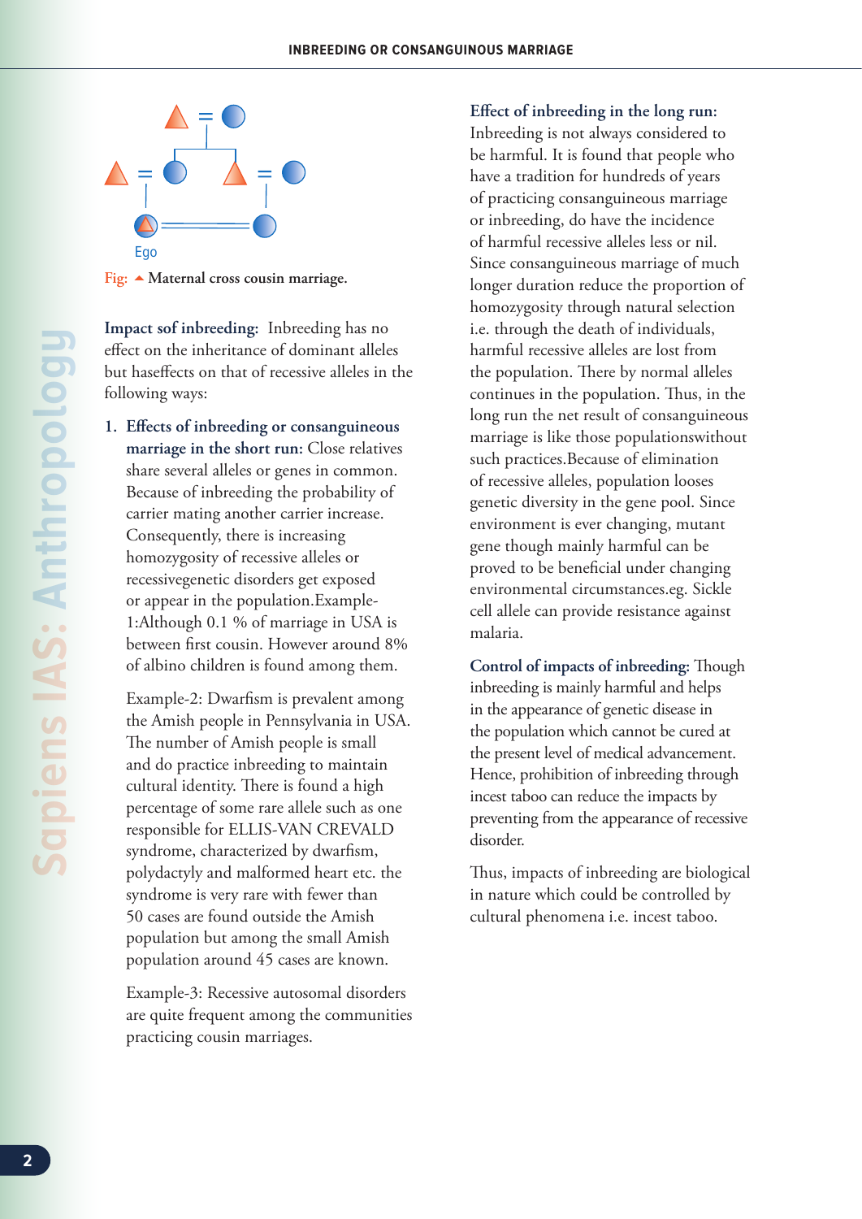Ego

Fig: ▲ Maternal cross cousin marriage.

**Impact sof inbreeding:** Inbreeding has no effect on the inheritance of dominant alleles but haseffects on that of recessive alleles in the following ways:

1. **Effects of inbreeding or consanguineous marriage in the short run:** Close relatives share several alleles or genes in common. Because of inbreeding the probability of carrier mating another carrier increase. Consequently, there is increasing homozygosity of recessive alleles or recessivegenetic disorders get exposed or appear in the population.Example-1:Although 0.1 % of marriage in USA is between first cousin. However around 8% of albino children is found among them.

   Example-2: Dwarfism is prevalent among the Amish people in Pennsylvania in USA. The number of Amish people is small and do practice inbreeding to maintain cultural identity. There is found a high percentage of some rare allele such as one responsible for ELLIS-VAN CREVALD syndrome, characterized by dwarfism, polydactyly and malformed heart etc. the syndrome is very rare with fewer than 50 cases are found outside the Amish population but among the small Amish population around 45 cases are known.

   Example-3: Recessive autosomal disorders are quite frequent among the communities practicing cousin marriages.

**Effect of inbreeding in the long run:** Inbreeding is not always considered to be harmful. It is found that people who have a tradition for hundreds of years of practicing consanguineous marriage or inbreeding, do have the incidence of harmful recessive alleles less or nil. Since consanguineous marriage of much longer duration reduce the proportion of homozygosity through natural selection i.e. through the death of individuals, harmful recessive alleles are lost from the population. There by normal alleles continues in the population. Thus, in the long run the net result of consanguineous marriage is like those populationswithout such practices.Because of elimination of recessive alleles, population looses genetic diversity in the gene pool. Since environment is ever changing, mutant gene though mainly harmful can be proved to be beneficial under changing environmental circumstances.eg. Sickle cell allele can provide resistance against malaria.

**Control of impacts of inbreeding:** Though inbreeding is mainly harmful and helps in the appearance of genetic disease in the population which cannot be cured at the present level of medical advancement. Hence, prohibition of inbreeding through incest taboo can reduce the impacts by preventing from the appearance of recessive disorder.

Thus, impacts of inbreeding are biological in nature which could be controlled by cultural phenomena i.e. incest taboo.